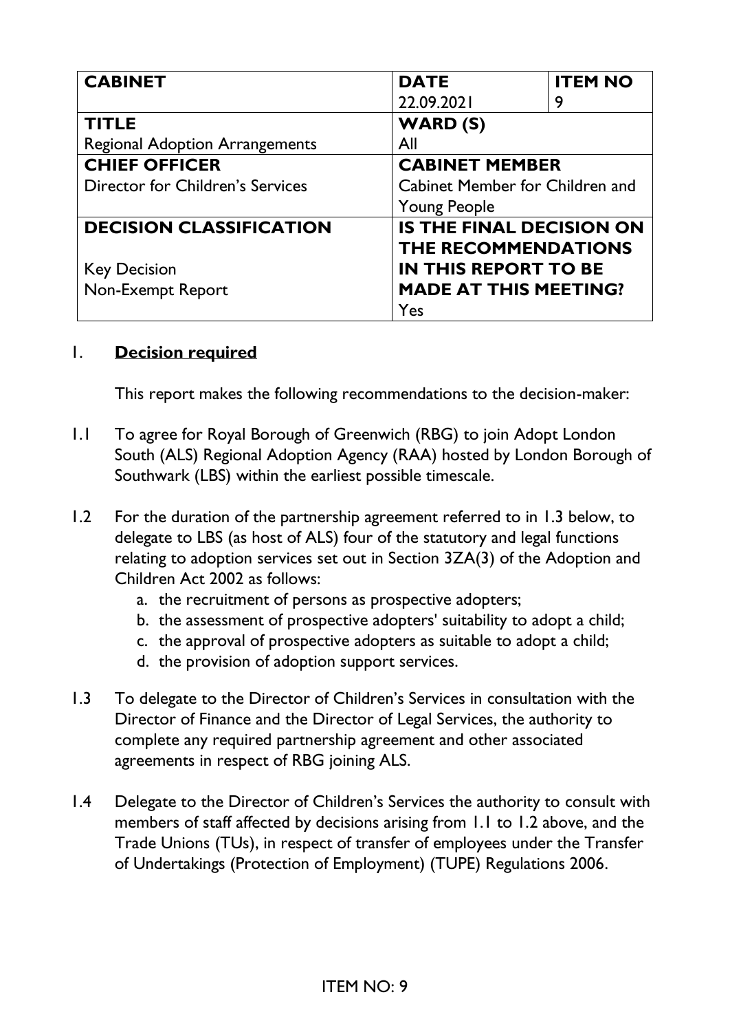| CABINET | DATE | ITEM NO |
|---|---|---|
| | 22.09.2021 | 9 |
| **TITLE** | **WARD (S)** | |
| Regional Adoption Arrangements | All | |
| **CHIEF OFFICER** | **CABINET MEMBER** | |
| Director for Children's Services | Cabinet Member for Children and Young People | |
| **DECISION CLASSIFICATION** | **IS THE FINAL DECISION ON THE RECOMMENDATIONS IN THIS REPORT TO BE MADE AT THIS MEETING?** | |
| Key Decision<br>Non-Exempt Report | Yes | |

1. **Decision required**

   This report makes the following recommendations to the decision-maker:

1.1 To agree for Royal Borough of Greenwich (RBG) to join Adopt London South (ALS) Regional Adoption Agency (RAA) hosted by London Borough of Southwark (LBS) within the earliest possible timescale.

1.2 For the duration of the partnership agreement referred to in 1.3 below, to delegate to LBS (as host of ALS) four of the statutory and legal functions relating to adoption services set out in Section 3ZA(3) of the Adoption and Children Act 2002 as follows:
   a. the recruitment of persons as prospective adopters;
   b. the assessment of prospective adopters' suitability to adopt a child;
   c. the approval of prospective adopters as suitable to adopt a child;
   d. the provision of adoption support services.

1.3 To delegate to the Director of Children's Services in consultation with the Director of Finance and the Director of Legal Services, the authority to complete any required partnership agreement and other associated agreements in respect of RBG joining ALS.

1.4 Delegate to the Director of Children's Services the authority to consult with members of staff affected by decisions arising from 1.1 to 1.2 above, and the Trade Unions (TUs), in respect of transfer of employees under the Transfer of Undertakings (Protection of Employment) (TUPE) Regulations 2006.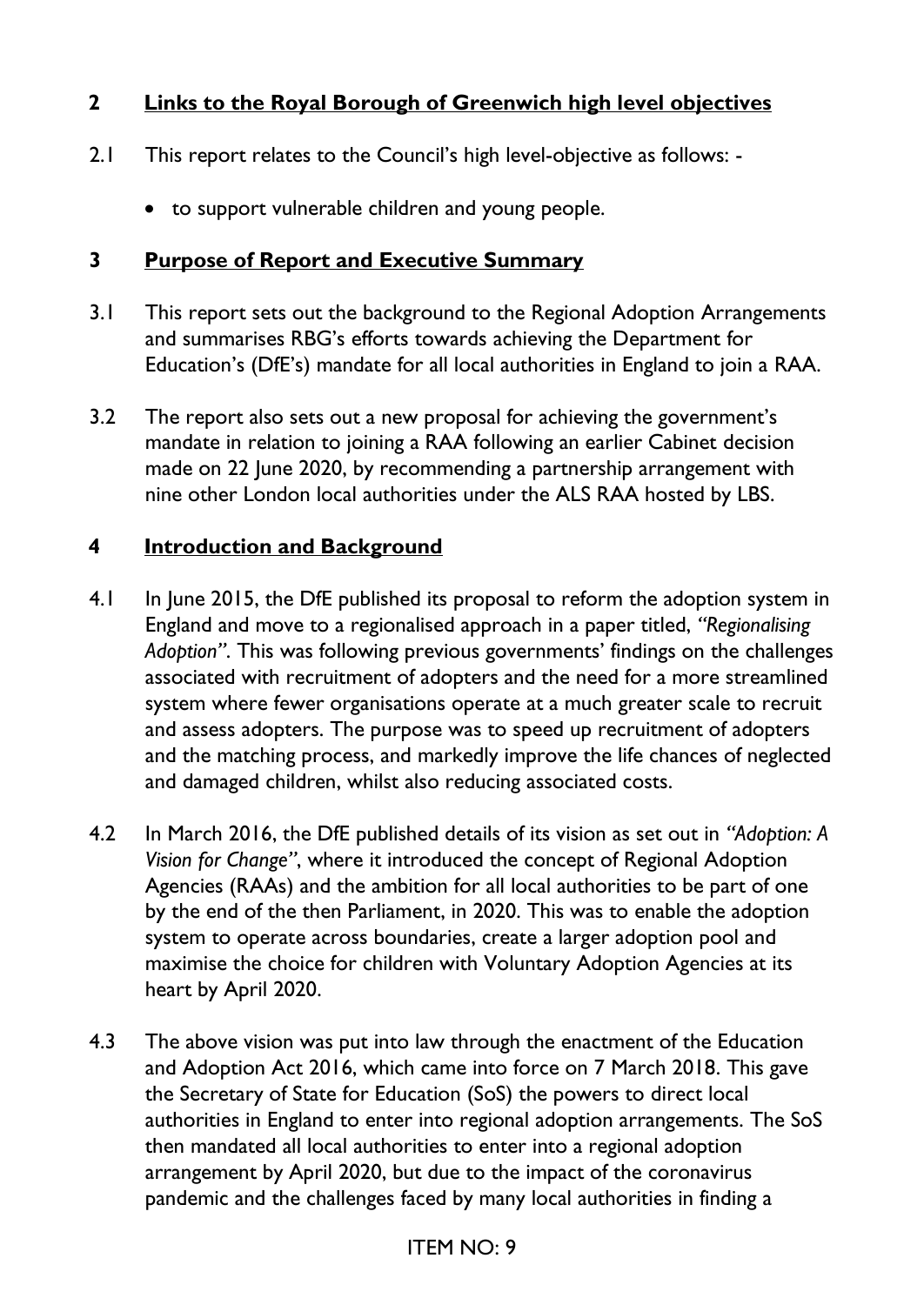## 2 Links to the Royal Borough of Greenwich high level objectives

2.1 This report relates to the Council's high level-objective as follows: -

- to support vulnerable children and young people.

## 3 Purpose of Report and Executive Summary

3.1 This report sets out the background to the Regional Adoption Arrangements and summarises RBG's efforts towards achieving the Department for Education's (DfE's) mandate for all local authorities in England to join a RAA.

3.2 The report also sets out a new proposal for achieving the government's mandate in relation to joining a RAA following an earlier Cabinet decision made on 22 June 2020, by recommending a partnership arrangement with nine other London local authorities under the ALS RAA hosted by LBS.

## 4 Introduction and Background

4.1 In June 2015, the DfE published its proposal to reform the adoption system in England and move to a regionalised approach in a paper titled, *"Regionalising Adoption"*. This was following previous governments' findings on the challenges associated with recruitment of adopters and the need for a more streamlined system where fewer organisations operate at a much greater scale to recruit and assess adopters. The purpose was to speed up recruitment of adopters and the matching process, and markedly improve the life chances of neglected and damaged children, whilst also reducing associated costs.

4.2 In March 2016, the DfE published details of its vision as set out in *"Adoption: A Vision for Change"*, where it introduced the concept of Regional Adoption Agencies (RAAs) and the ambition for all local authorities to be part of one by the end of the then Parliament, in 2020. This was to enable the adoption system to operate across boundaries, create a larger adoption pool and maximise the choice for children with Voluntary Adoption Agencies at its heart by April 2020.

4.3 The above vision was put into law through the enactment of the Education and Adoption Act 2016, which came into force on 7 March 2018. This gave the Secretary of State for Education (SoS) the powers to direct local authorities in England to enter into regional adoption arrangements. The SoS then mandated all local authorities to enter into a regional adoption arrangement by April 2020, but due to the impact of the coronavirus pandemic and the challenges faced by many local authorities in finding a

ITEM NO: 9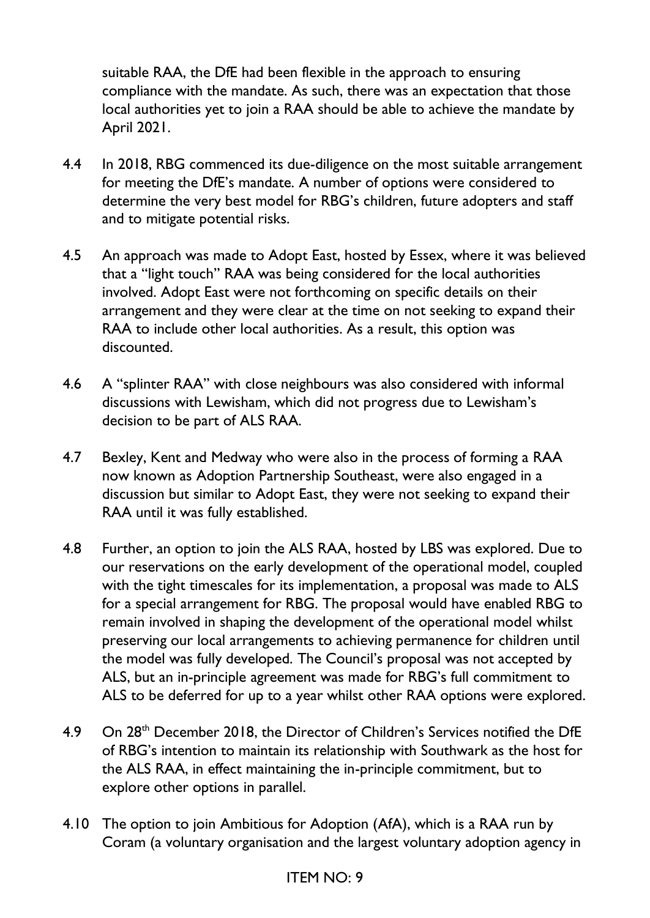suitable RAA, the DfE had been flexible in the approach to ensuring compliance with the mandate. As such, there was an expectation that those local authorities yet to join a RAA should be able to achieve the mandate by April 2021.

4.4 In 2018, RBG commenced its due-diligence on the most suitable arrangement for meeting the DfE's mandate. A number of options were considered to determine the very best model for RBG's children, future adopters and staff and to mitigate potential risks.

4.5 An approach was made to Adopt East, hosted by Essex, where it was believed that a "light touch" RAA was being considered for the local authorities involved. Adopt East were not forthcoming on specific details on their arrangement and they were clear at the time on not seeking to expand their RAA to include other local authorities. As a result, this option was discounted.

4.6 A "splinter RAA" with close neighbours was also considered with informal discussions with Lewisham, which did not progress due to Lewisham's decision to be part of ALS RAA.

4.7 Bexley, Kent and Medway who were also in the process of forming a RAA now known as Adoption Partnership Southeast, were also engaged in a discussion but similar to Adopt East, they were not seeking to expand their RAA until it was fully established.

4.8 Further, an option to join the ALS RAA, hosted by LBS was explored. Due to our reservations on the early development of the operational model, coupled with the tight timescales for its implementation, a proposal was made to ALS for a special arrangement for RBG. The proposal would have enabled RBG to remain involved in shaping the development of the operational model whilst preserving our local arrangements to achieving permanence for children until the model was fully developed. The Council's proposal was not accepted by ALS, but an in-principle agreement was made for RBG's full commitment to ALS to be deferred for up to a year whilst other RAA options were explored.

4.9 On 28th December 2018, the Director of Children's Services notified the DfE of RBG's intention to maintain its relationship with Southwark as the host for the ALS RAA, in effect maintaining the in-principle commitment, but to explore other options in parallel.

4.10 The option to join Ambitious for Adoption (AfA), which is a RAA run by Coram (a voluntary organisation and the largest voluntary adoption agency in

ITEM NO: 9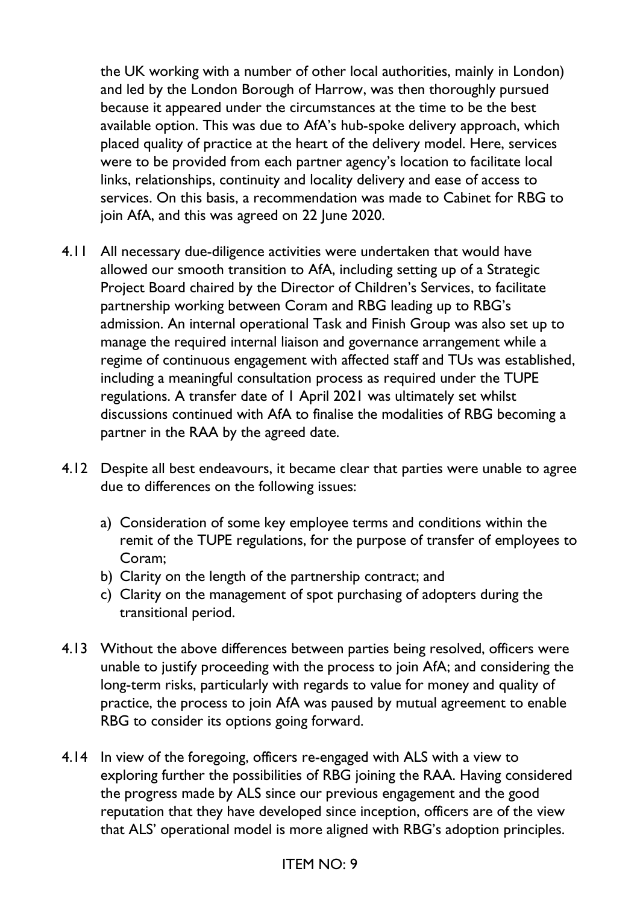the UK working with a number of other local authorities, mainly in London) and led by the London Borough of Harrow, was then thoroughly pursued because it appeared under the circumstances at the time to be the best available option. This was due to AfA's hub-spoke delivery approach, which placed quality of practice at the heart of the delivery model. Here, services were to be provided from each partner agency's location to facilitate local links, relationships, continuity and locality delivery and ease of access to services. On this basis, a recommendation was made to Cabinet for RBG to join AfA, and this was agreed on 22 June 2020.

4.11 All necessary due-diligence activities were undertaken that would have allowed our smooth transition to AfA, including setting up of a Strategic Project Board chaired by the Director of Children's Services, to facilitate partnership working between Coram and RBG leading up to RBG's admission. An internal operational Task and Finish Group was also set up to manage the required internal liaison and governance arrangement while a regime of continuous engagement with affected staff and TUs was established, including a meaningful consultation process as required under the TUPE regulations. A transfer date of 1 April 2021 was ultimately set whilst discussions continued with AfA to finalise the modalities of RBG becoming a partner in the RAA by the agreed date.

4.12 Despite all best endeavours, it became clear that parties were unable to agree due to differences on the following issues:

a) Consideration of some key employee terms and conditions within the remit of the TUPE regulations, for the purpose of transfer of employees to Coram;
b) Clarity on the length of the partnership contract; and
c) Clarity on the management of spot purchasing of adopters during the transitional period.

4.13 Without the above differences between parties being resolved, officers were unable to justify proceeding with the process to join AfA; and considering the long-term risks, particularly with regards to value for money and quality of practice, the process to join AfA was paused by mutual agreement to enable RBG to consider its options going forward.

4.14 In view of the foregoing, officers re-engaged with ALS with a view to exploring further the possibilities of RBG joining the RAA. Having considered the progress made by ALS since our previous engagement and the good reputation that they have developed since inception, officers are of the view that ALS' operational model is more aligned with RBG's adoption principles.

ITEM NO: 9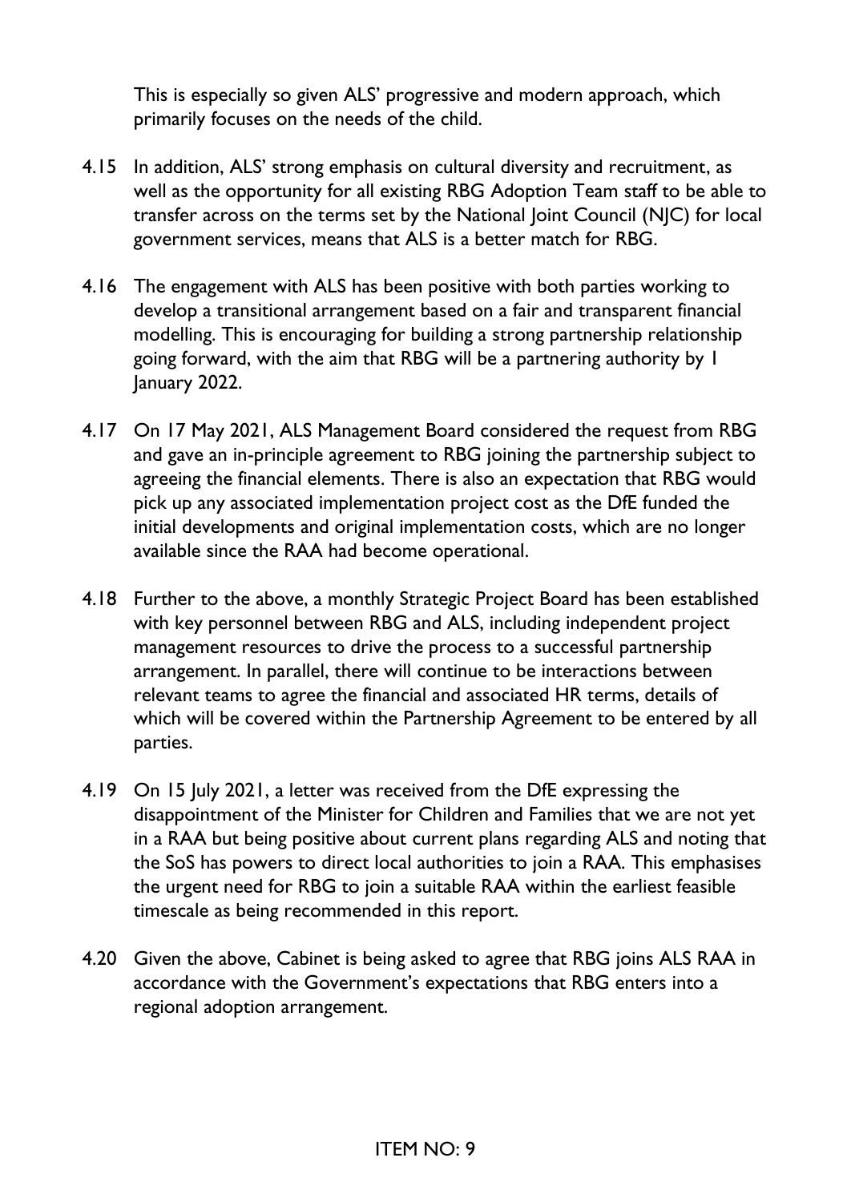This is especially so given ALS' progressive and modern approach, which primarily focuses on the needs of the child.

4.15 In addition, ALS' strong emphasis on cultural diversity and recruitment, as well as the opportunity for all existing RBG Adoption Team staff to be able to transfer across on the terms set by the National Joint Council (NJC) for local government services, means that ALS is a better match for RBG.

4.16 The engagement with ALS has been positive with both parties working to develop a transitional arrangement based on a fair and transparent financial modelling. This is encouraging for building a strong partnership relationship going forward, with the aim that RBG will be a partnering authority by 1 January 2022.

4.17 On 17 May 2021, ALS Management Board considered the request from RBG and gave an in-principle agreement to RBG joining the partnership subject to agreeing the financial elements. There is also an expectation that RBG would pick up any associated implementation project cost as the DfE funded the initial developments and original implementation costs, which are no longer available since the RAA had become operational.

4.18 Further to the above, a monthly Strategic Project Board has been established with key personnel between RBG and ALS, including independent project management resources to drive the process to a successful partnership arrangement. In parallel, there will continue to be interactions between relevant teams to agree the financial and associated HR terms, details of which will be covered within the Partnership Agreement to be entered by all parties.

4.19 On 15 July 2021, a letter was received from the DfE expressing the disappointment of the Minister for Children and Families that we are not yet in a RAA but being positive about current plans regarding ALS and noting that the SoS has powers to direct local authorities to join a RAA. This emphasises the urgent need for RBG to join a suitable RAA within the earliest feasible timescale as being recommended in this report.

4.20 Given the above, Cabinet is being asked to agree that RBG joins ALS RAA in accordance with the Government's expectations that RBG enters into a regional adoption arrangement.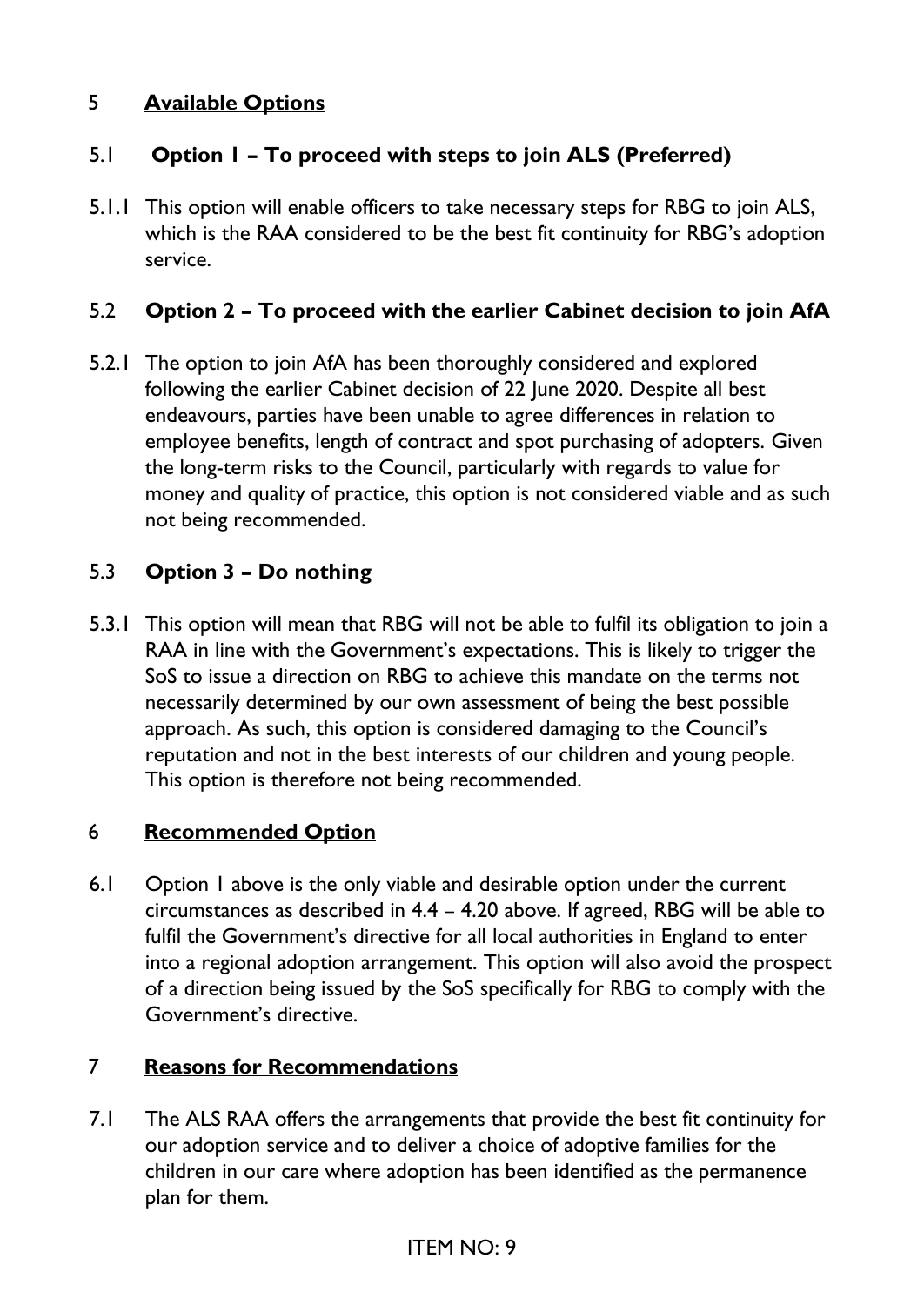## 5 **Available Options**

### 5.1 **Option 1 – To proceed with steps to join ALS (Preferred)**

5.1.1 This option will enable officers to take necessary steps for RBG to join ALS, which is the RAA considered to be the best fit continuity for RBG's adoption service.

### 5.2 **Option 2 – To proceed with the earlier Cabinet decision to join AfA**

5.2.1 The option to join AfA has been thoroughly considered and explored following the earlier Cabinet decision of 22 June 2020. Despite all best endeavours, parties have been unable to agree differences in relation to employee benefits, length of contract and spot purchasing of adopters. Given the long-term risks to the Council, particularly with regards to value for money and quality of practice, this option is not considered viable and as such not being recommended.

### 5.3 **Option 3 – Do nothing**

5.3.1 This option will mean that RBG will not be able to fulfil its obligation to join a RAA in line with the Government's expectations. This is likely to trigger the SoS to issue a direction on RBG to achieve this mandate on the terms not necessarily determined by our own assessment of being the best possible approach. As such, this option is considered damaging to the Council's reputation and not in the best interests of our children and young people. This option is therefore not being recommended.

## 6 **Recommended Option**

6.1 Option 1 above is the only viable and desirable option under the current circumstances as described in 4.4 – 4.20 above. If agreed, RBG will be able to fulfil the Government's directive for all local authorities in England to enter into a regional adoption arrangement. This option will also avoid the prospect of a direction being issued by the SoS specifically for RBG to comply with the Government's directive.

## 7 **Reasons for Recommendations**

7.1 The ALS RAA offers the arrangements that provide the best fit continuity for our adoption service and to deliver a choice of adoptive families for the children in our care where adoption has been identified as the permanence plan for them.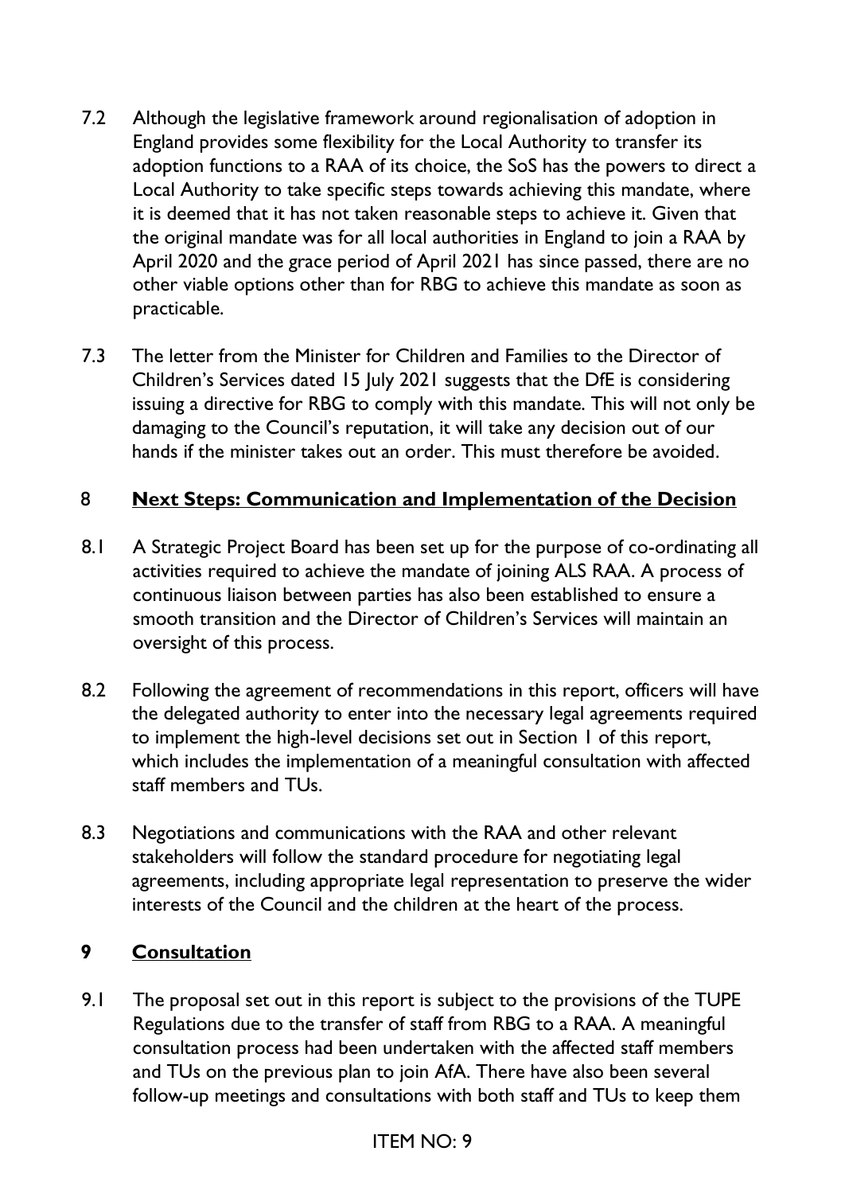7.2 Although the legislative framework around regionalisation of adoption in England provides some flexibility for the Local Authority to transfer its adoption functions to a RAA of its choice, the SoS has the powers to direct a Local Authority to take specific steps towards achieving this mandate, where it is deemed that it has not taken reasonable steps to achieve it. Given that the original mandate was for all local authorities in England to join a RAA by April 2020 and the grace period of April 2021 has since passed, there are no other viable options other than for RBG to achieve this mandate as soon as practicable.

7.3 The letter from the Minister for Children and Families to the Director of Children's Services dated 15 July 2021 suggests that the DfE is considering issuing a directive for RBG to comply with this mandate. This will not only be damaging to the Council's reputation, it will take any decision out of our hands if the minister takes out an order. This must therefore be avoided.

## 8 Next Steps: Communication and Implementation of the Decision

8.1 A Strategic Project Board has been set up for the purpose of co-ordinating all activities required to achieve the mandate of joining ALS RAA. A process of continuous liaison between parties has also been established to ensure a smooth transition and the Director of Children's Services will maintain an oversight of this process.

8.2 Following the agreement of recommendations in this report, officers will have the delegated authority to enter into the necessary legal agreements required to implement the high-level decisions set out in Section 1 of this report, which includes the implementation of a meaningful consultation with affected staff members and TUs.

8.3 Negotiations and communications with the RAA and other relevant stakeholders will follow the standard procedure for negotiating legal agreements, including appropriate legal representation to preserve the wider interests of the Council and the children at the heart of the process.

## 9 Consultation

9.1 The proposal set out in this report is subject to the provisions of the TUPE Regulations due to the transfer of staff from RBG to a RAA. A meaningful consultation process had been undertaken with the affected staff members and TUs on the previous plan to join AfA. There have also been several follow-up meetings and consultations with both staff and TUs to keep them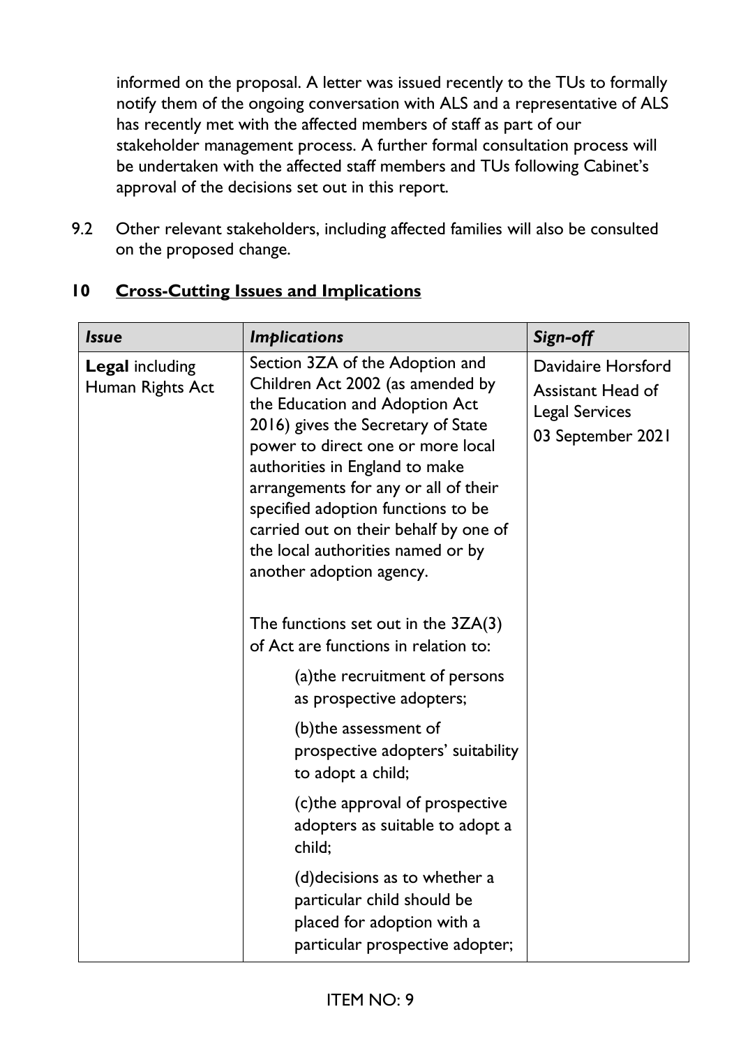informed on the proposal. A letter was issued recently to the TUs to formally notify them of the ongoing conversation with ALS and a representative of ALS has recently met with the affected members of staff as part of our stakeholder management process. A further formal consultation process will be undertaken with the affected staff members and TUs following Cabinet's approval of the decisions set out in this report.

9.2 Other relevant stakeholders, including affected families will also be consulted on the proposed change.

## 10 Cross-Cutting Issues and Implications

| *Issue* | *Implications* | *Sign-off* |
|---|---|---|
| **Legal** including Human Rights Act | Section 3ZA of the Adoption and Children Act 2002 (as amended by the Education and Adoption Act 2016) gives the Secretary of State power to direct one or more local authorities in England to make arrangements for any or all of their specified adoption functions to be carried out on their behalf by one of the local authorities named or by another adoption agency.<br><br>The functions set out in the 3ZA(3) of Act are functions in relation to:<br><br>(a)the recruitment of persons as prospective adopters;<br><br>(b)the assessment of prospective adopters' suitability to adopt a child;<br><br>(c)the approval of prospective adopters as suitable to adopt a child;<br><br>(d)decisions as to whether a particular child should be placed for adoption with a particular prospective adopter; | Davidaire Horsford<br>Assistant Head of Legal Services<br>03 September 2021 |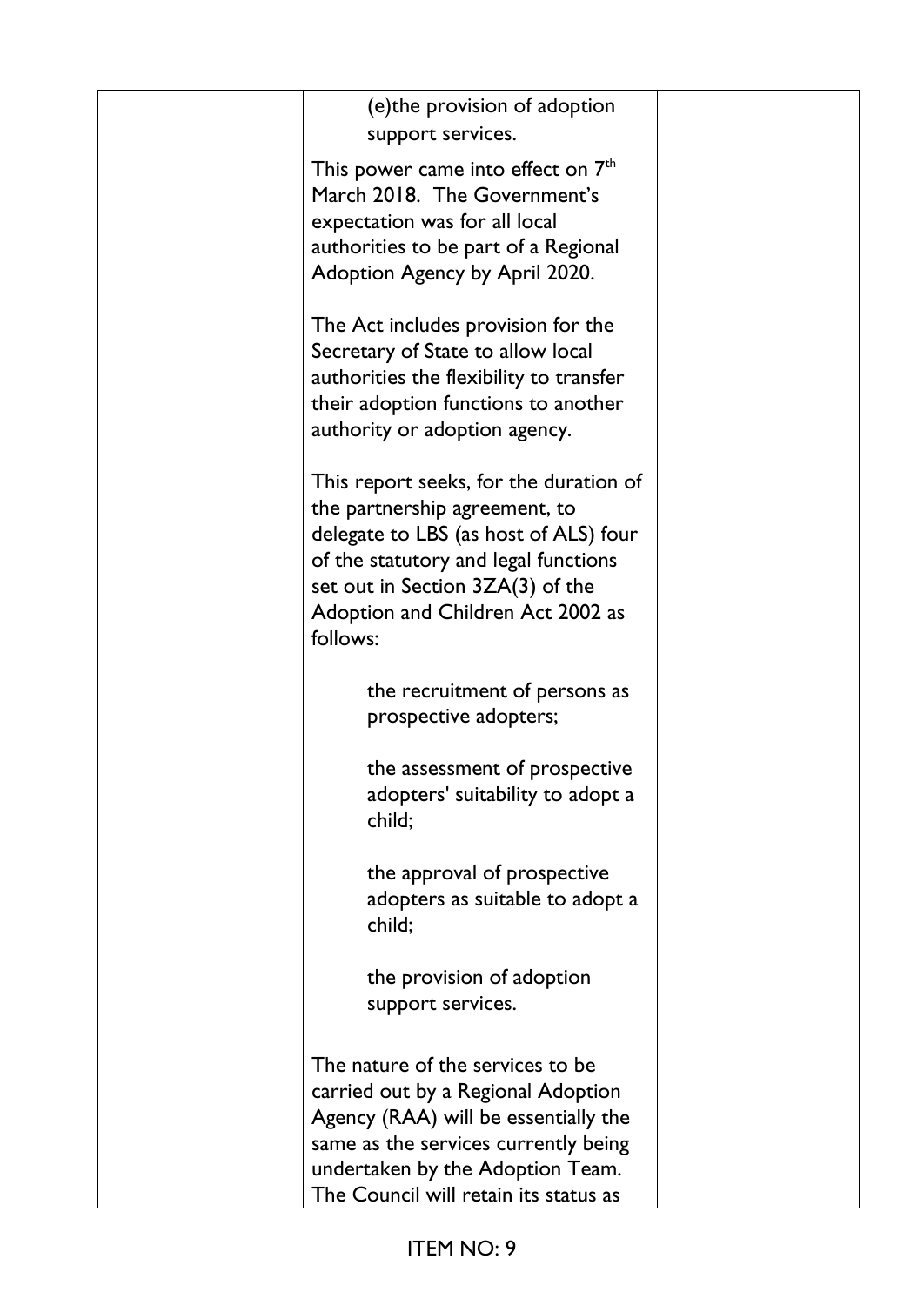|  | (e)the provision of adoption support services.<br><br>This power came into effect on 7th March 2018. The Government's expectation was for all local authorities to be part of a Regional Adoption Agency by April 2020.<br><br>The Act includes provision for the Secretary of State to allow local authorities the flexibility to transfer their adoption functions to another authority or adoption agency.<br><br>This report seeks, for the duration of the partnership agreement, to delegate to LBS (as host of ALS) four of the statutory and legal functions set out in Section 3ZA(3) of the Adoption and Children Act 2002 as follows:<br><br>the recruitment of persons as prospective adopters;<br><br>the assessment of prospective adopters' suitability to adopt a child;<br><br>the approval of prospective adopters as suitable to adopt a child;<br><br>the provision of adoption support services.<br><br>The nature of the services to be carried out by a Regional Adoption Agency (RAA) will be essentially the same as the services currently being undertaken by the Adoption Team. The Council will retain its status as |  |
|---|---|---|

ITEM NO: 9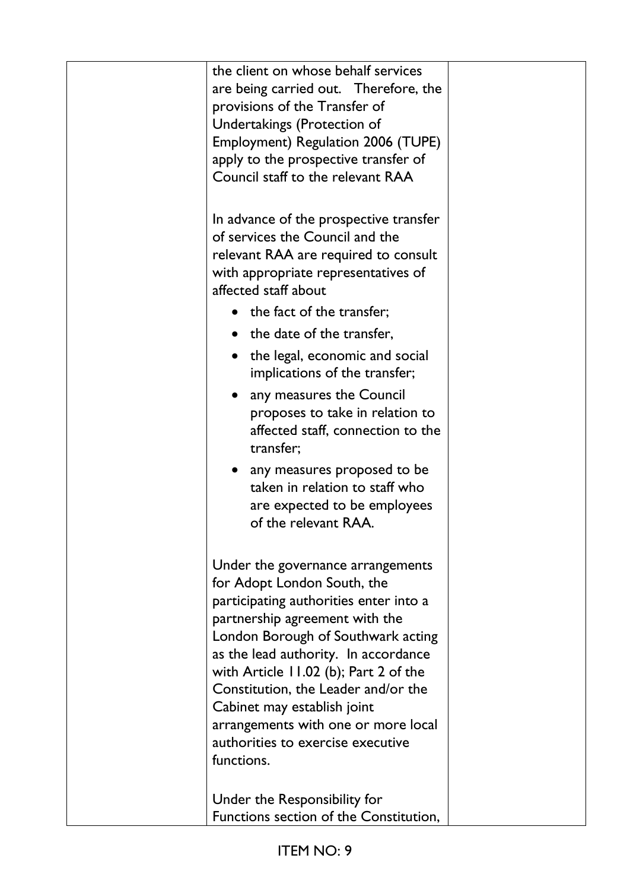| | the client on whose behalf services are being carried out. Therefore, the provisions of the Transfer of Undertakings (Protection of Employment) Regulation 2006 (TUPE) apply to the prospective transfer of Council staff to the relevant RAA<br><br>In advance of the prospective transfer of services the Council and the relevant RAA are required to consult with appropriate representatives of affected staff about<br>• the fact of the transfer;<br>• the date of the transfer,<br>• the legal, economic and social implications of the transfer;<br>• any measures the Council proposes to take in relation to affected staff, connection to the transfer;<br>• any measures proposed to be taken in relation to staff who are expected to be employees of the relevant RAA.<br><br>Under the governance arrangements for Adopt London South, the participating authorities enter into a partnership agreement with the London Borough of Southwark acting as the lead authority. In accordance with Article 11.02 (b); Part 2 of the Constitution, the Leader and/or the Cabinet may establish joint arrangements with one or more local authorities to exercise executive functions.<br><br>Under the Responsibility for Functions section of the Constitution, | |
|---|---|---|

ITEM NO: 9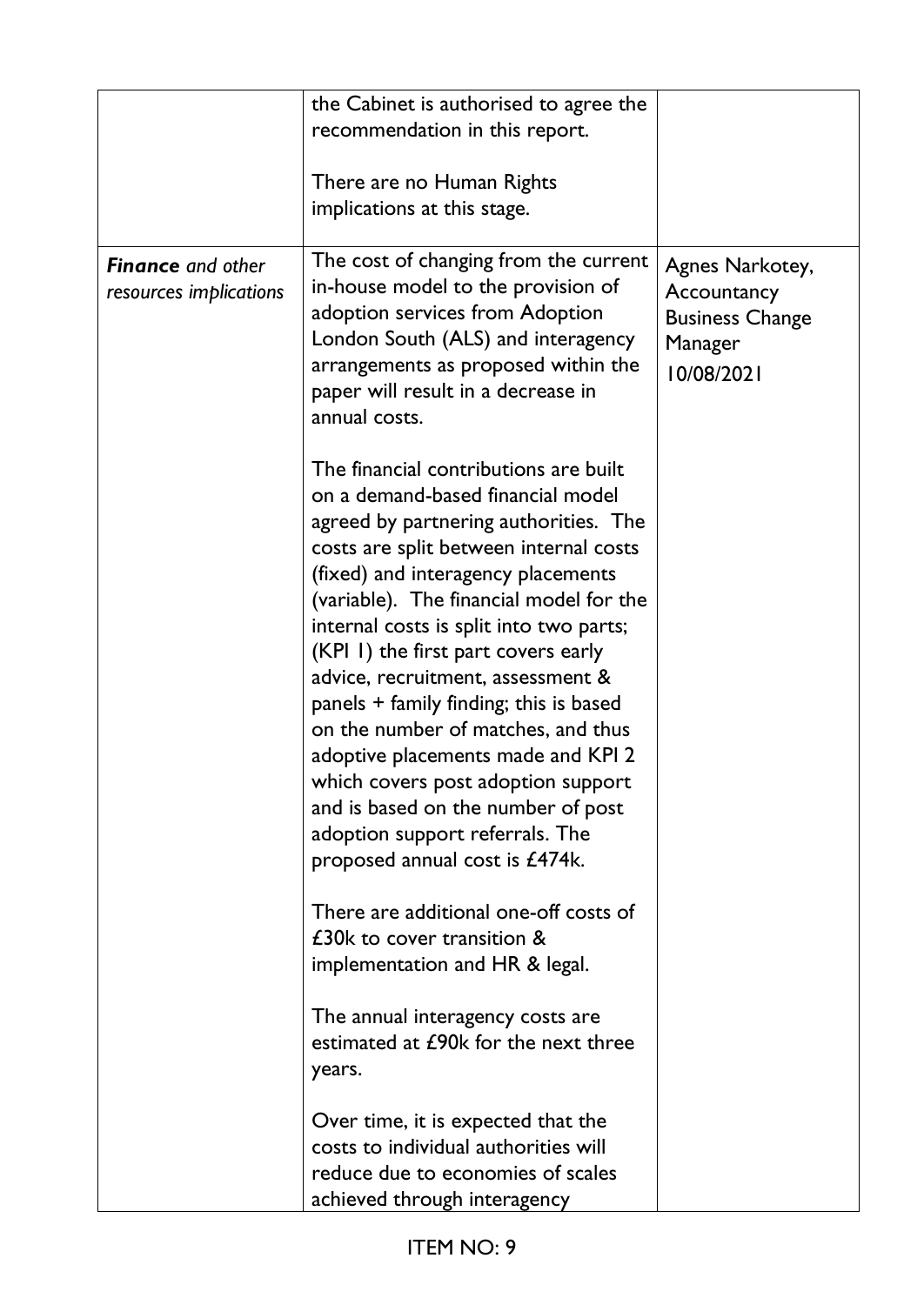| | | |
|---|---|---|
| | the Cabinet is authorised to agree the recommendation in this report.<br><br>There are no Human Rights implications at this stage. | |
| ***Finance** and other resources implications* | The cost of changing from the current in-house model to the provision of adoption services from Adoption London South (ALS) and interagency arrangements as proposed within the paper will result in a decrease in annual costs.<br><br>The financial contributions are built on a demand-based financial model agreed by partnering authorities. The costs are split between internal costs (fixed) and interagency placements (variable). The financial model for the internal costs is split into two parts; (KPI 1) the first part covers early advice, recruitment, assessment & panels + family finding; this is based on the number of matches, and thus adoptive placements made and KPI 2 which covers post adoption support and is based on the number of post adoption support referrals. The proposed annual cost is £474k.<br><br>There are additional one-off costs of £30k to cover transition & implementation and HR & legal.<br><br>The annual interagency costs are estimated at £90k for the next three years.<br><br>Over time, it is expected that the costs to individual authorities will reduce due to economies of scales achieved through interagency | Agnes Narkotey, Accountancy Business Change Manager 10/08/2021 |

ITEM NO: 9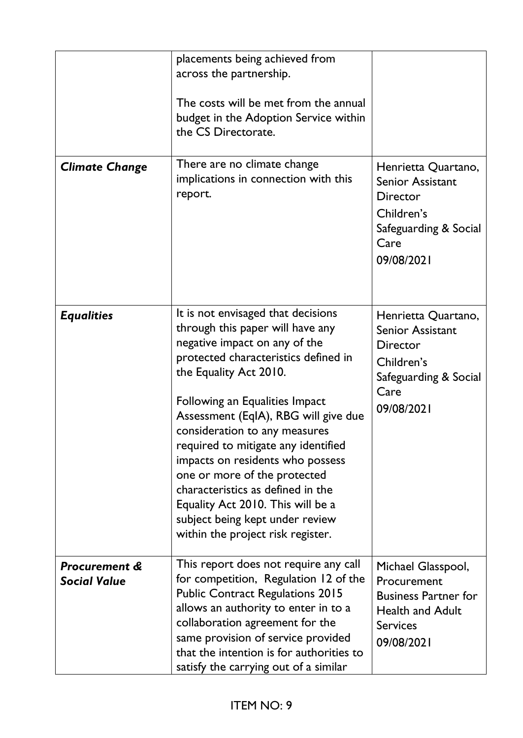| | | |
|---|---|---|
| | placements being achieved from across the partnership.<br><br>The costs will be met from the annual budget in the Adoption Service within the CS Directorate. | |
| ***Climate Change*** | There are no climate change implications in connection with this report. | Henrietta Quartano, Senior Assistant Director<br>Children's Safeguarding & Social Care<br>09/08/2021 |
| ***Equalities*** | It is not envisaged that decisions through this paper will have any negative impact on any of the protected characteristics defined in the Equality Act 2010.<br><br>Following an Equalities Impact Assessment (EqIA), RBG will give due consideration to any measures required to mitigate any identified impacts on residents who possess one or more of the protected characteristics as defined in the Equality Act 2010. This will be a subject being kept under review within the project risk register. | Henrietta Quartano, Senior Assistant Director<br>Children's Safeguarding & Social Care<br>09/08/2021 |
| ***Procurement & Social Value*** | This report does not require any call for competition, Regulation 12 of the Public Contract Regulations 2015 allows an authority to enter in to a collaboration agreement for the same provision of service provided that the intention is for authorities to satisfy the carrying out of a similar | Michael Glasspool, Procurement Business Partner for Health and Adult Services<br>09/08/2021 |

ITEM NO: 9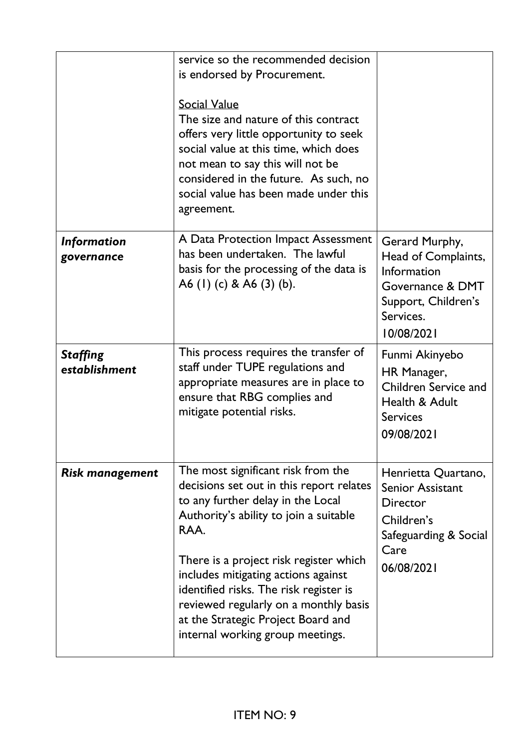| | | |
|---|---|---|
| | service so the recommended decision is endorsed by Procurement.<br><br><u>Social Value</u><br>The size and nature of this contract offers very little opportunity to seek social value at this time, which does not mean to say this will not be considered in the future. As such, no social value has been made under this agreement. | |
| ***Information governance*** | A Data Protection Impact Assessment has been undertaken. The lawful basis for the processing of the data is A6 (1) (c) & A6 (3) (b). | Gerard Murphy, Head of Complaints, Information Governance & DMT Support, Children's Services.<br>10/08/2021 |
| ***Staffing establishment*** | This process requires the transfer of staff under TUPE regulations and appropriate measures are in place to ensure that RBG complies and mitigate potential risks. | Funmi Akinyebo<br>HR Manager, Children Service and Health & Adult Services<br>09/08/2021 |
| ***Risk management*** | The most significant risk from the decisions set out in this report relates to any further delay in the Local Authority's ability to join a suitable RAA.<br><br>There is a project risk register which includes mitigating actions against identified risks. The risk register is reviewed regularly on a monthly basis at the Strategic Project Board and internal working group meetings. | Henrietta Quartano, Senior Assistant Director<br>Children's Safeguarding & Social Care<br>06/08/2021 |

ITEM NO: 9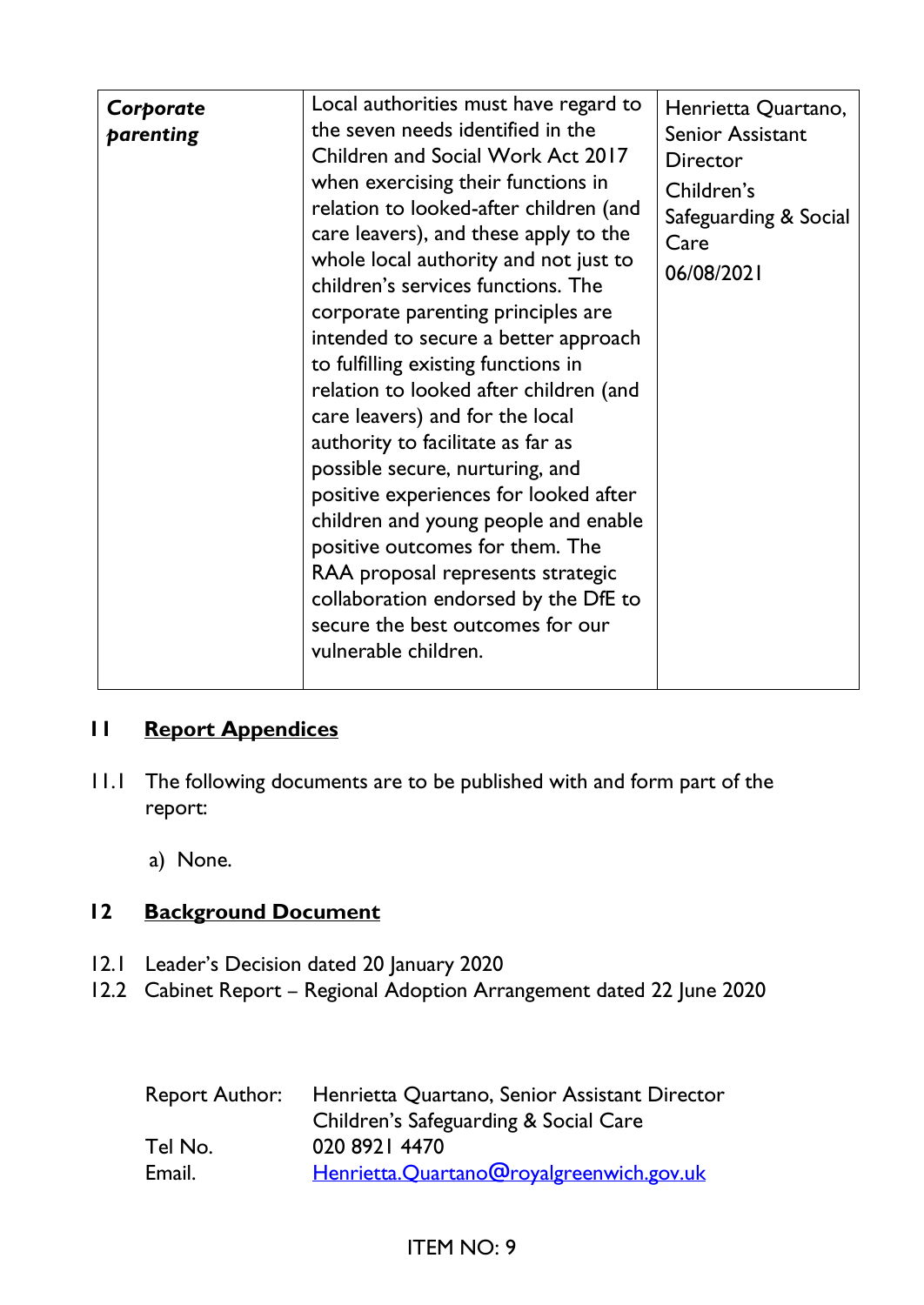| *Corporate parenting* | Local authorities must have regard to the seven needs identified in the Children and Social Work Act 2017 when exercising their functions in relation to looked-after children (and care leavers), and these apply to the whole local authority and not just to children's services functions. The corporate parenting principles are intended to secure a better approach to fulfilling existing functions in relation to looked after children (and care leavers) and for the local authority to facilitate as far as possible secure, nurturing, and positive experiences for looked after children and young people and enable positive outcomes for them. The RAA proposal represents strategic collaboration endorsed by the DfE to secure the best outcomes for our vulnerable children. | Henrietta Quartano, Senior Assistant Director Children's Safeguarding & Social Care 06/08/2021 |
|---|---|---|

## 11 Report Appendices

11.1 The following documents are to be published with and form part of the report:

a) None.

## 12 Background Document

12.1 Leader's Decision dated 20 January 2020

12.2 Cabinet Report – Regional Adoption Arrangement dated 22 June 2020

| | |
|---|---|
| Report Author: | Henrietta Quartano, Senior Assistant Director Children's Safeguarding & Social Care |
| Tel No. | 020 8921 4470 |
| Email. | Henrietta.Quartano@royalgreenwich.gov.uk |

ITEM NO: 9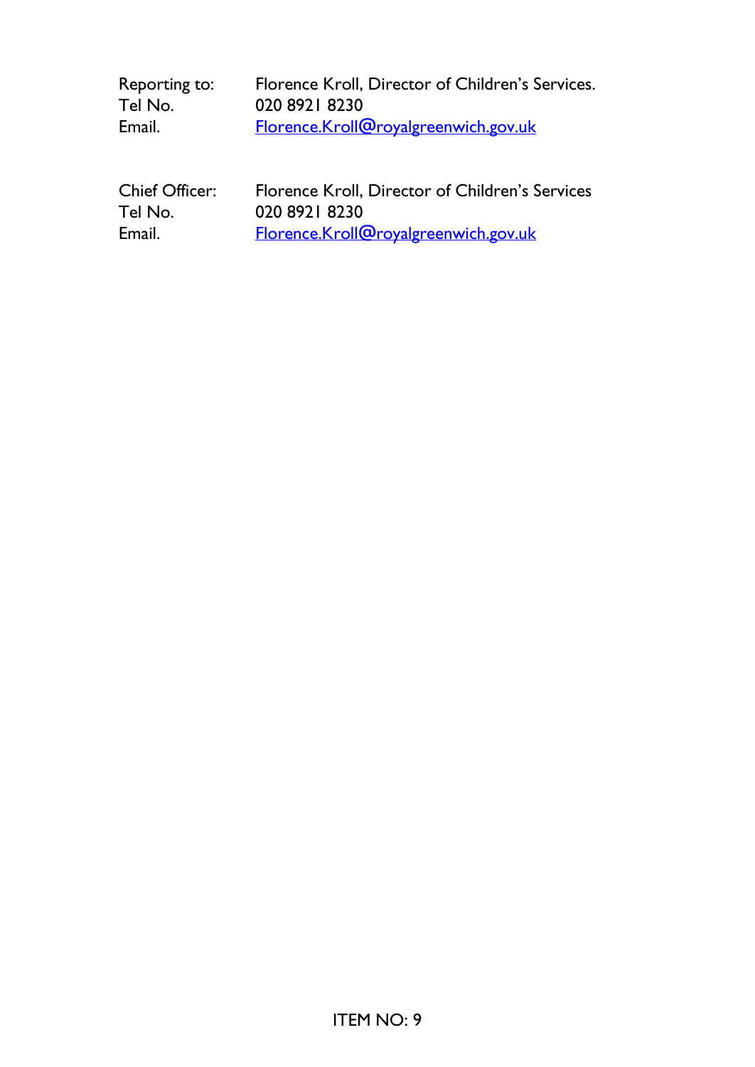Reporting to: Florence Kroll, Director of Children's Services.
Tel No. 020 8921 8230
Email. Florence.Kroll@royalgreenwich.gov.uk

Chief Officer: Florence Kroll, Director of Children's Services
Tel No. 020 8921 8230
Email. Florence.Kroll@royalgreenwich.gov.uk

ITEM NO: 9